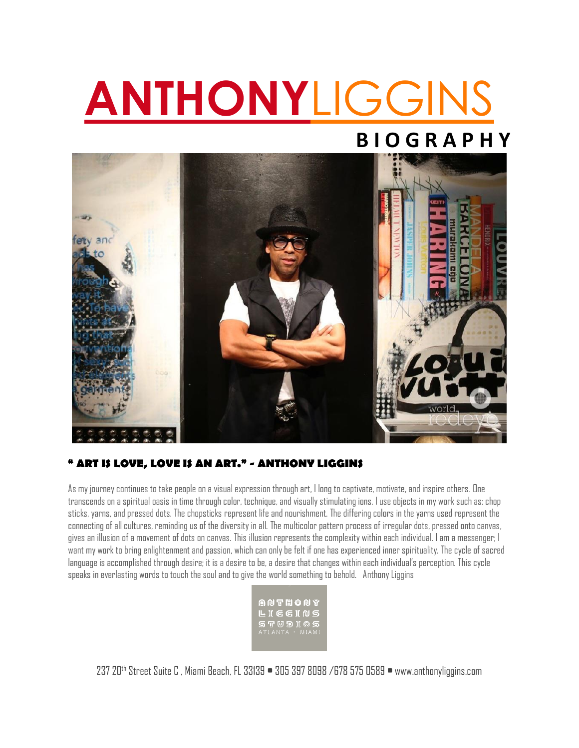# ANTHONYLIGGINS

## BIOGRAPHY

**" ART IS LOVE, LOVE IS AN ART." - ANTHONY LIGGINS**

As my journey continues to take people on a visual expression through art, I long to captivate, motivate, and inspire others. One transcends on a spiritual oasis in time through color, technique, and visually stimulating ions. I use objects in my work such as: chop sticks, yarns, and pressed dots. The chopsticks represent life and nourishment. The differing colors in the yarns used represent the connecting of all cultures, reminding us of the diversity in all. The multicolor pattern process of irregular dots, pressed onto canvas, gives an illusion of a movement of dots on canvas. This illusion represents the complexity within each individual. I am a messenger; I want my work to bring enlightenment and passion, which can only be felt if one has experienced inner spirituality. The cycle of sacred language is accomplished through desire; it is a desire to be, a desire that changes within each individual's perception. This cycle speaks in everlasting words to touch the soul and to give the world something to behold.   Anthony Liggins

ANTHONY LIGGINS STUDIOS
ATLANTA • MIAMI

237 20th Street Suite C , Miami Beach, FL 33139 • 305 397 8098 /678 575 0589 • www.anthonyliggins.com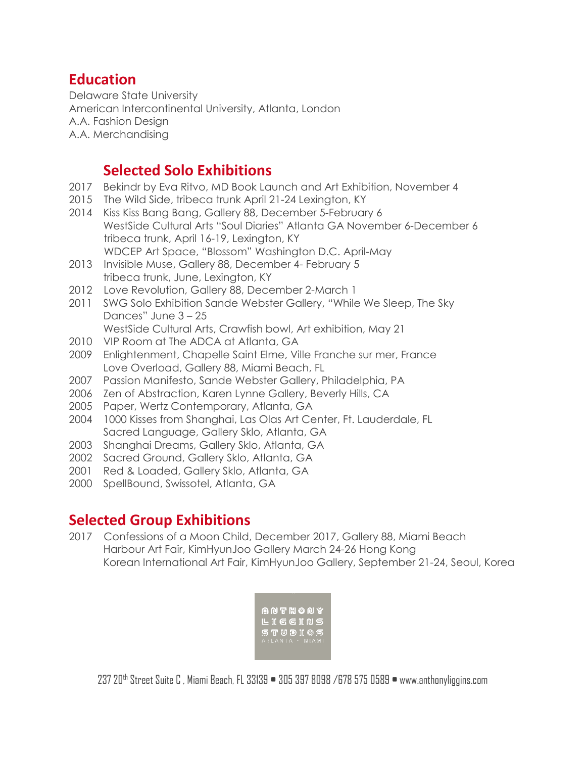## Education

Delaware State University
American Intercontinental University, Atlanta, London
A.A. Fashion Design
A.A. Merchandising

## Selected Solo Exhibitions

2017 Bekindr by Eva Ritvo, MD Book Launch and Art Exhibition, November 4
2015 The Wild Side, tribeca trunk April 21-24 Lexington, KY
2014 Kiss Kiss Bang Bang, Gallery 88, December 5-February 6
WestSide Cultural Arts "Soul Diaries" Atlanta GA November 6-December 6
tribeca trunk, April 16-19, Lexington, KY
WDCEP Art Space, "Blossom" Washington D.C. April-May
2013 Invisible Muse, Gallery 88, December 4- February 5
tribeca trunk, June, Lexington, KY
2012 Love Revolution, Gallery 88, December 2-March 1
2011 SWG Solo Exhibition Sande Webster Gallery, "While We Sleep, The Sky Dances" June 3 – 25
WestSide Cultural Arts, Crawfish bowl, Art exhibition, May 21
2010 VIP Room at The ADCA at Atlanta, GA
2009 Enlightenment, Chapelle Saint Elme, Ville Franche sur mer, France
Love Overload, Gallery 88, Miami Beach, FL
2007 Passion Manifesto, Sande Webster Gallery, Philadelphia, PA
2006 Zen of Abstraction, Karen Lynne Gallery, Beverly Hills, CA
2005 Paper, Wertz Contemporary, Atlanta, GA
2004 1000 Kisses from Shanghai, Las Olas Art Center, Ft. Lauderdale, FL
Sacred Language, Gallery Sklo, Atlanta, GA
2003 Shanghai Dreams, Gallery Sklo, Atlanta, GA
2002 Sacred Ground, Gallery Sklo, Atlanta, GA
2001 Red & Loaded, Gallery Sklo, Atlanta, GA
2000 SpellBound, Swissotel, Atlanta, GA

## Selected Group Exhibitions

2017 Confessions of a Moon Child, December 2017, Gallery 88, Miami Beach
Harbour Art Fair, KimHyunJoo Gallery March 24-26 Hong Kong
Korean International Art Fair, KimHyunJoo Gallery, September 21-24, Seoul, Korea

ANTHONY LIGGINS STUDIOS
ATLANTA • MIAMI

237 20th Street Suite C , Miami Beach, FL 33139 • 305 397 8098 /678 575 0589 • www.anthonyliggins.com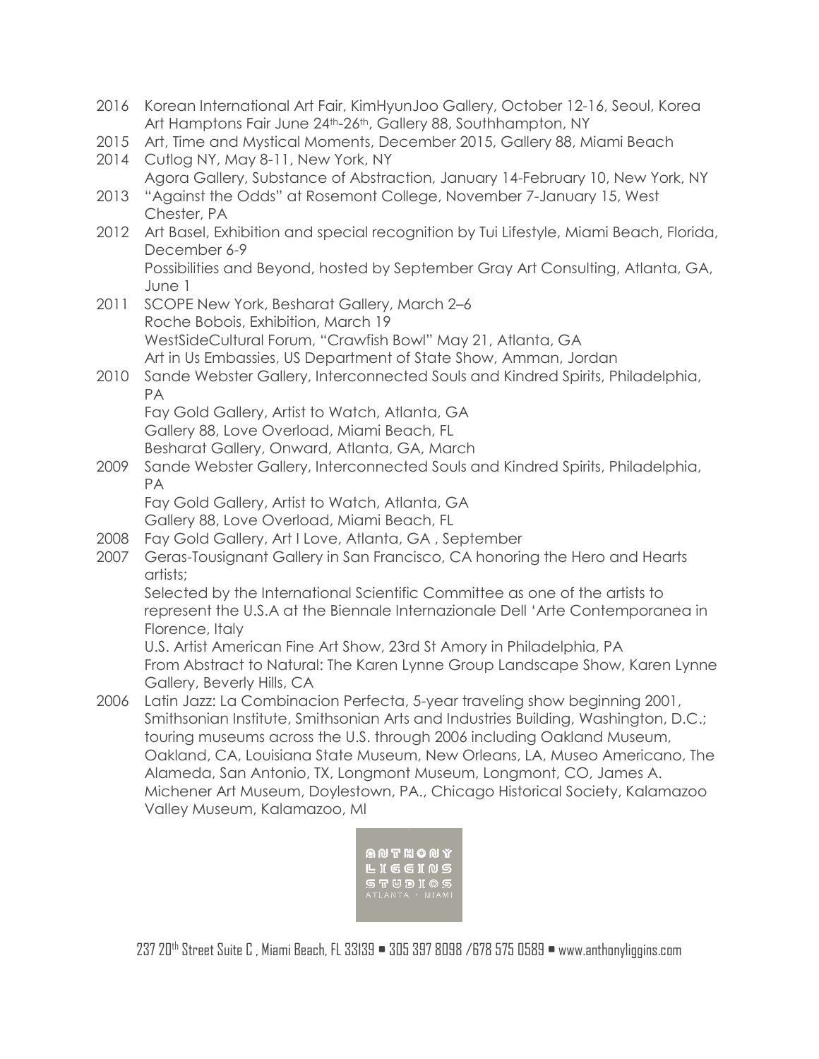2016 Korean International Art Fair, KimHyunJoo Gallery, October 12-16, Seoul, Korea
Art Hamptons Fair June 24th-26th, Gallery 88, Southhampton, NY

2015 Art, Time and Mystical Moments, December 2015, Gallery 88, Miami Beach

2014 Cutlog NY, May 8-11, New York, NY
Agora Gallery, Substance of Abstraction, January 14-February 10, New York, NY

2013 "Against the Odds" at Rosemont College, November 7-January 15, West Chester, PA

2012 Art Basel, Exhibition and special recognition by Tui Lifestyle, Miami Beach, Florida, December 6-9
Possibilities and Beyond, hosted by September Gray Art Consulting, Atlanta, GA, June 1

2011 SCOPE New York, Besharat Gallery, March 2–6
Roche Bobois, Exhibition, March 19
WestSideCultural Forum, "Crawfish Bowl" May 21, Atlanta, GA
Art in Us Embassies, US Department of State Show, Amman, Jordan

2010 Sande Webster Gallery, Interconnected Souls and Kindred Spirits, Philadelphia, PA
Fay Gold Gallery, Artist to Watch, Atlanta, GA
Gallery 88, Love Overload, Miami Beach, FL
Besharat Gallery, Onward, Atlanta, GA, March

2009 Sande Webster Gallery, Interconnected Souls and Kindred Spirits, Philadelphia, PA
Fay Gold Gallery, Artist to Watch, Atlanta, GA
Gallery 88, Love Overload, Miami Beach, FL

2008 Fay Gold Gallery, Art I Love, Atlanta, GA , September

2007 Geras-Tousignant Gallery in San Francisco, CA honoring the Hero and Hearts artists;
Selected by the International Scientific Committee as one of the artists to represent the U.S.A at the Biennale Internazionale Dell 'Arte Contemporanea in Florence, Italy
U.S. Artist American Fine Art Show, 23rd St Amory in Philadelphia, PA
From Abstract to Natural: The Karen Lynne Group Landscape Show, Karen Lynne Gallery, Beverly Hills, CA

2006 Latin Jazz: La Combinacion Perfecta, 5-year traveling show beginning 2001, Smithsonian Institute, Smithsonian Arts and Industries Building, Washington, D.C.; touring museums across the U.S. through 2006 including Oakland Museum, Oakland, CA, Louisiana State Museum, New Orleans, LA, Museo Americano, The Alameda, San Antonio, TX, Longmont Museum, Longmont, CO, James A. Michener Art Museum, Doylestown, PA., Chicago Historical Society, Kalamazoo Valley Museum, Kalamazoo, MI

ANTHONY LIGGINS STUDIOS
ATLANTA • MIAMI

237 20th Street Suite C , Miami Beach, FL 33139 • 305 397 8098 /678 575 0589 • www.anthonyliggins.com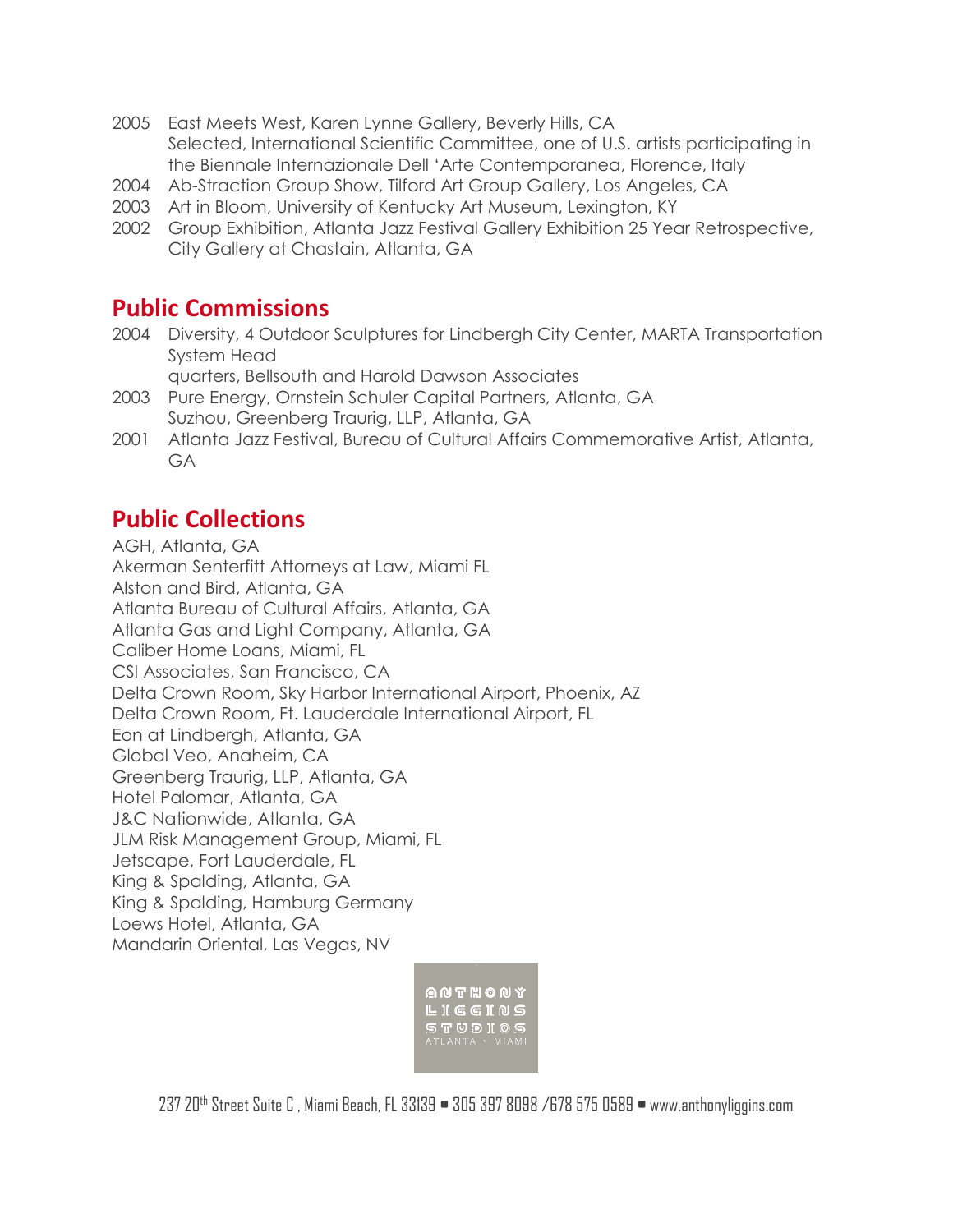- 2005 East Meets West, Karen Lynne Gallery, Beverly Hills, CA
  Selected, International Scientific Committee, one of U.S. artists participating in the Biennale Internazionale Dell 'Arte Contemporanea, Florence, Italy
- 2004 Ab-Straction Group Show, Tilford Art Group Gallery, Los Angeles, CA
- 2003 Art in Bloom, University of Kentucky Art Museum, Lexington, KY
- 2002 Group Exhibition, Atlanta Jazz Festival Gallery Exhibition 25 Year Retrospective, City Gallery at Chastain, Atlanta, GA

## Public Commissions

- 2004 Diversity, 4 Outdoor Sculptures for Lindbergh City Center, MARTA Transportation System Head
  quarters, Bellsouth and Harold Dawson Associates
- 2003 Pure Energy, Ornstein Schuler Capital Partners, Atlanta, GA
  Suzhou, Greenberg Traurig, LLP, Atlanta, GA
- 2001 Atlanta Jazz Festival, Bureau of Cultural Affairs Commemorative Artist, Atlanta, GA

## Public Collections

AGH, Atlanta, GA
Akerman Senterfitt Attorneys at Law, Miami FL
Alston and Bird, Atlanta, GA
Atlanta Bureau of Cultural Affairs, Atlanta, GA
Atlanta Gas and Light Company, Atlanta, GA
Caliber Home Loans, Miami, FL
CSI Associates, San Francisco, CA
Delta Crown Room, Sky Harbor International Airport, Phoenix, AZ
Delta Crown Room, Ft. Lauderdale International Airport, FL
Eon at Lindbergh, Atlanta, GA
Global Veo, Anaheim, CA
Greenberg Traurig, LLP, Atlanta, GA
Hotel Palomar, Atlanta, GA
J&C Nationwide, Atlanta, GA
JLM Risk Management Group, Miami, FL
Jetscape, Fort Lauderdale, FL
King & Spalding, Atlanta, GA
King & Spalding, Hamburg Germany
Loews Hotel, Atlanta, GA
Mandarin Oriental, Las Vegas, NV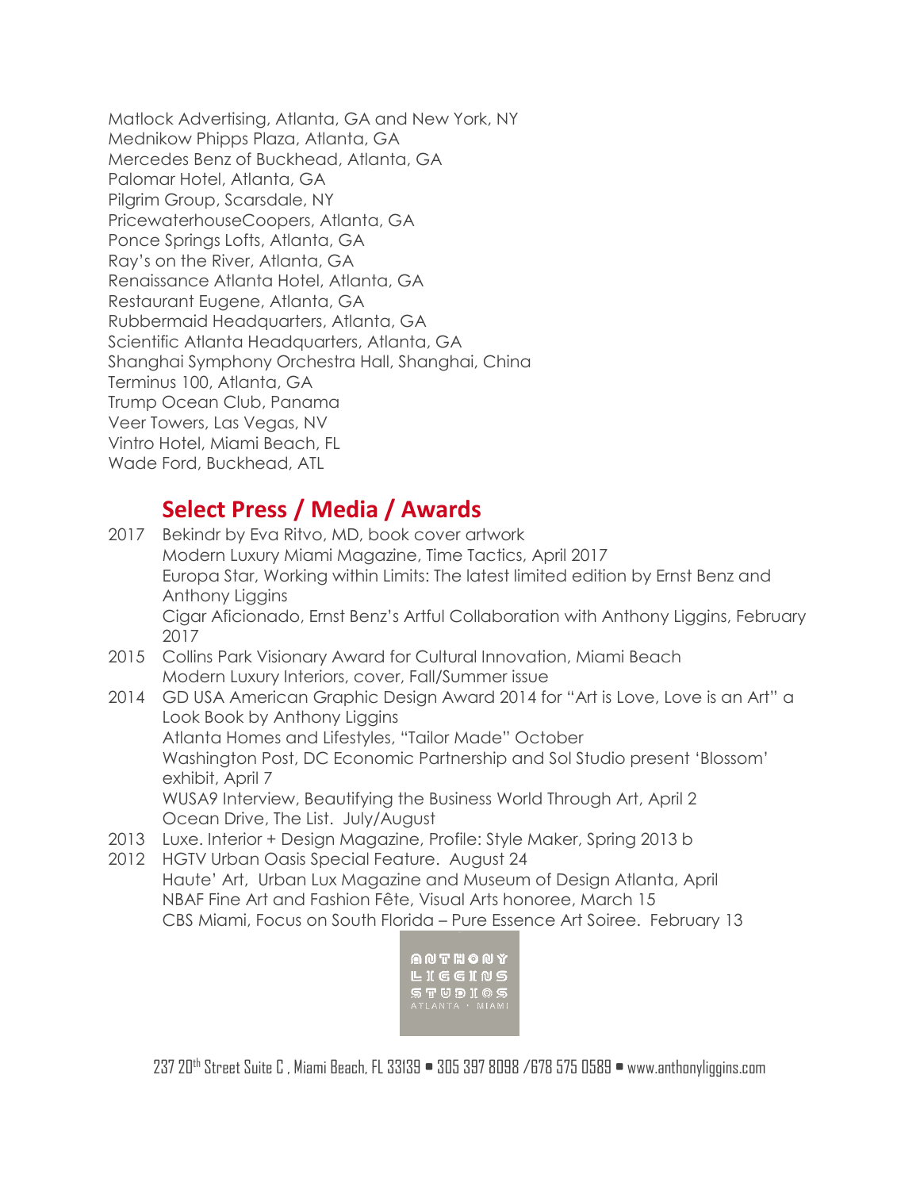Matlock Advertising, Atlanta, GA and New York, NY
Mednikow Phipps Plaza, Atlanta, GA
Mercedes Benz of Buckhead, Atlanta, GA
Palomar Hotel, Atlanta, GA
Pilgrim Group, Scarsdale, NY
PricewaterhouseCoopers, Atlanta, GA
Ponce Springs Lofts, Atlanta, GA
Ray's on the River, Atlanta, GA
Renaissance Atlanta Hotel, Atlanta, GA
Restaurant Eugene, Atlanta, GA
Rubbermaid Headquarters, Atlanta, GA
Scientific Atlanta Headquarters, Atlanta, GA
Shanghai Symphony Orchestra Hall, Shanghai, China
Terminus 100, Atlanta, GA
Trump Ocean Club, Panama
Veer Towers, Las Vegas, NV
Vintro Hotel, Miami Beach, FL
Wade Ford, Buckhead, ATL

## Select Press / Media / Awards

2017 Bekindr by Eva Ritvo, MD, book cover artwork
Modern Luxury Miami Magazine, Time Tactics, April 2017
Europa Star, Working within Limits: The latest limited edition by Ernst Benz and Anthony Liggins
Cigar Aficionado, Ernst Benz's Artful Collaboration with Anthony Liggins, February 2017

2015 Collins Park Visionary Award for Cultural Innovation, Miami Beach
Modern Luxury Interiors, cover, Fall/Summer issue

2014 GD USA American Graphic Design Award 2014 for "Art is Love, Love is an Art" a Look Book by Anthony Liggins
Atlanta Homes and Lifestyles, "Tailor Made" October
Washington Post, DC Economic Partnership and Sol Studio present 'Blossom' exhibit, April 7
WUSA9 Interview, Beautifying the Business World Through Art, April 2
Ocean Drive, The List. July/August

2013 Luxe. Interior + Design Magazine, Profile: Style Maker, Spring 2013 b

2012 HGTV Urban Oasis Special Feature. August 24
Haute' Art, Urban Lux Magazine and Museum of Design Atlanta, April
NBAF Fine Art and Fashion Fête, Visual Arts honoree, March 15
CBS Miami, Focus on South Florida – Pure Essence Art Soiree. February 13

ANTHONY LIGGINS STUDIOS
ATLANTA · MIAMI

237 20th Street Suite C , Miami Beach, FL 33139 • 305 397 8098 /678 575 0589 • www.anthonyliggins.com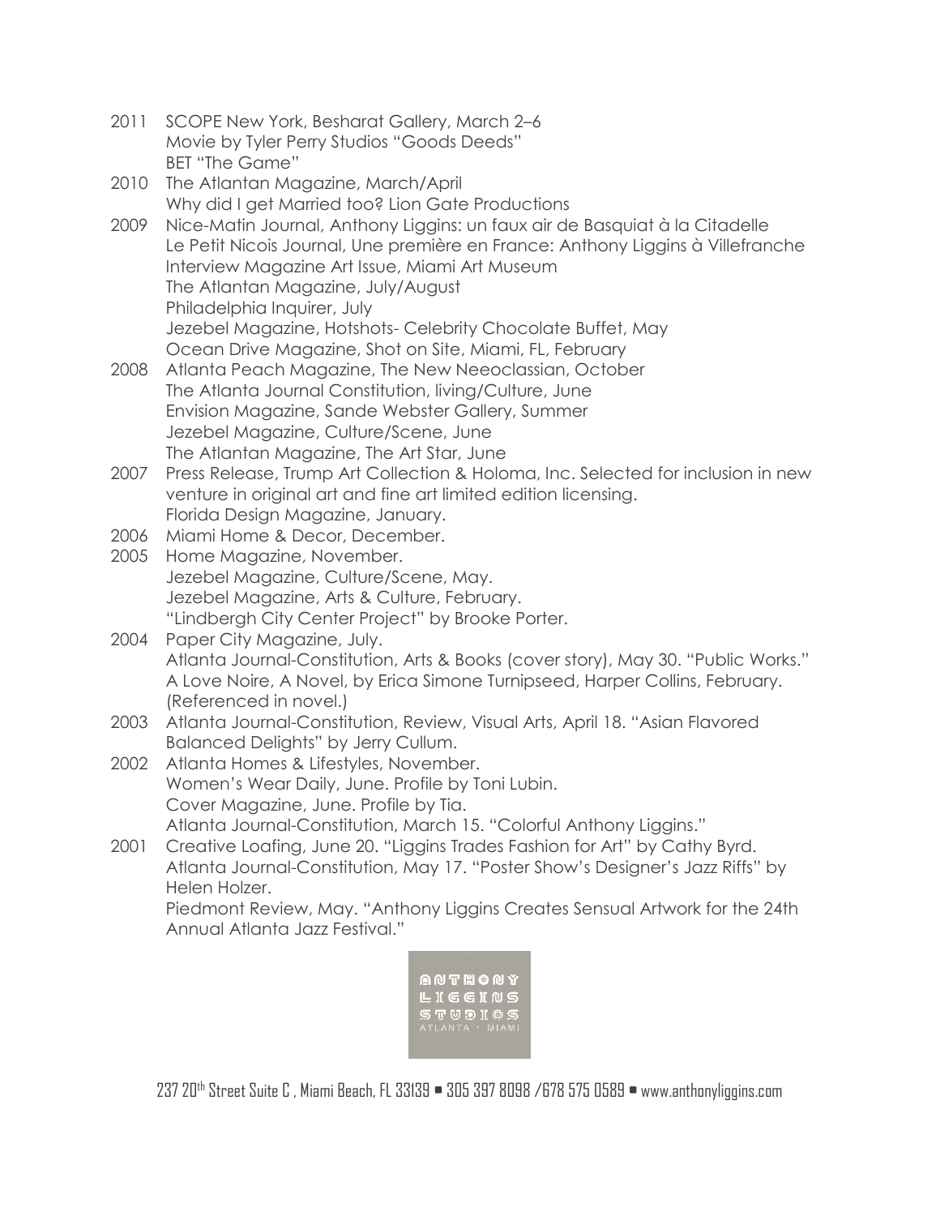2011 SCOPE New York, Besharat Gallery, March 2–6
Movie by Tyler Perry Studios "Goods Deeds"
BET "The Game"

2010 The Atlantan Magazine, March/April
Why did I get Married too? Lion Gate Productions

2009 Nice-Matin Journal, Anthony Liggins: un faux air de Basquiat à la Citadelle
Le Petit Nicois Journal, Une première en France: Anthony Liggins à Villefranche
Interview Magazine Art Issue, Miami Art Museum
The Atlantan Magazine, July/August
Philadelphia Inquirer, July
Jezebel Magazine, Hotshots- Celebrity Chocolate Buffet, May
Ocean Drive Magazine, Shot on Site, Miami, FL, February

2008 Atlanta Peach Magazine, The New Neeoclassian, October
The Atlanta Journal Constitution, living/Culture, June
Envision Magazine, Sande Webster Gallery, Summer
Jezebel Magazine, Culture/Scene, June
The Atlantan Magazine, The Art Star, June

2007 Press Release, Trump Art Collection & Holoma, Inc. Selected for inclusion in new venture in original art and fine art limited edition licensing.
Florida Design Magazine, January.

2006 Miami Home & Decor, December.

2005 Home Magazine, November.
Jezebel Magazine, Culture/Scene, May.
Jezebel Magazine, Arts & Culture, February.
"Lindbergh City Center Project" by Brooke Porter.

2004 Paper City Magazine, July.
Atlanta Journal-Constitution, Arts & Books (cover story), May 30. "Public Works."
A Love Noire, A Novel, by Erica Simone Turnipseed, Harper Collins, February. (Referenced in novel.)

2003 Atlanta Journal-Constitution, Review, Visual Arts, April 18. "Asian Flavored Balanced Delights" by Jerry Cullum.

2002 Atlanta Homes & Lifestyles, November.
Women's Wear Daily, June. Profile by Toni Lubin.
Cover Magazine, June. Profile by Tia.
Atlanta Journal-Constitution, March 15. "Colorful Anthony Liggins."

2001 Creative Loafing, June 20. "Liggins Trades Fashion for Art" by Cathy Byrd.
Atlanta Journal-Constitution, May 17. "Poster Show's Designer's Jazz Riffs" by Helen Holzer.
Piedmont Review, May. "Anthony Liggins Creates Sensual Artwork for the 24th Annual Atlanta Jazz Festival."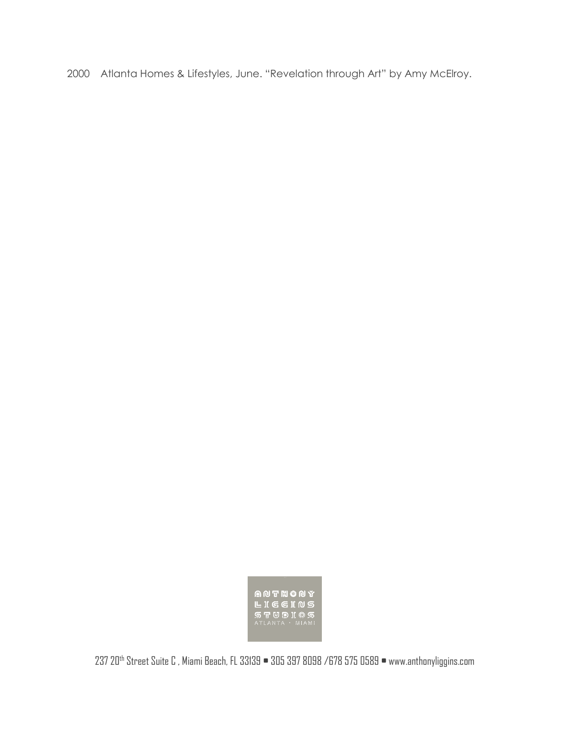2000 Atlanta Homes & Lifestyles, June. “Revelation through Art” by Amy McElroy.